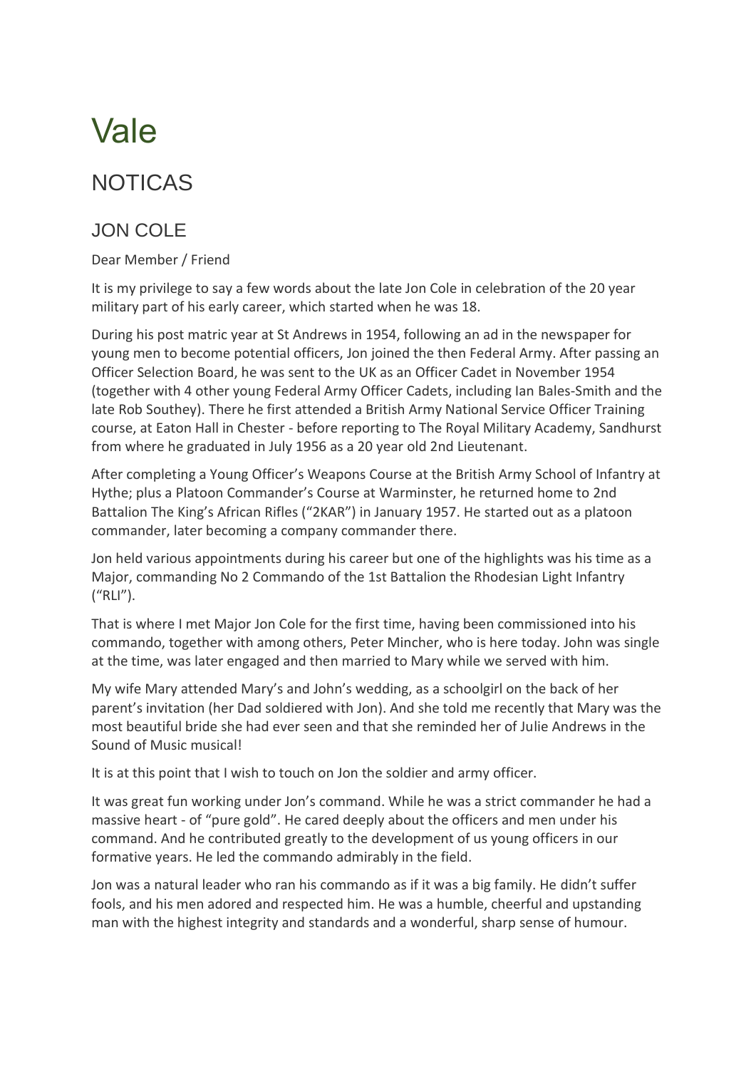# Vale

## NOTICAS

### JON COLE

Dear Member / Friend

It is my privilege to say a few words about the late Jon Cole in celebration of the 20 year military part of his early career, which started when he was 18.

During his post matric year at St Andrews in 1954, following an ad in the newspaper for young men to become potential officers, Jon joined the then Federal Army. After passing an Officer Selection Board, he was sent to the UK as an Officer Cadet in November 1954 (together with 4 other young Federal Army Officer Cadets, including Ian Bales-Smith and the late Rob Southey). There he first attended a British Army National Service Officer Training course, at Eaton Hall in Chester - before reporting to The Royal Military Academy, Sandhurst from where he graduated in July 1956 as a 20 year old 2nd Lieutenant.

After completing a Young Officer's Weapons Course at the British Army School of Infantry at Hythe; plus a Platoon Commander's Course at Warminster, he returned home to 2nd Battalion The King's African Rifles ("2KAR") in January 1957. He started out as a platoon commander, later becoming a company commander there.

Jon held various appointments during his career but one of the highlights was his time as a Major, commanding No 2 Commando of the 1st Battalion the Rhodesian Light Infantry ("RLI").

That is where I met Major Jon Cole for the first time, having been commissioned into his commando, together with among others, Peter Mincher, who is here today. John was single at the time, was later engaged and then married to Mary while we served with him.

My wife Mary attended Mary's and John's wedding, as a schoolgirl on the back of her parent's invitation (her Dad soldiered with Jon). And she told me recently that Mary was the most beautiful bride she had ever seen and that she reminded her of Julie Andrews in the Sound of Music musical!

It is at this point that I wish to touch on Jon the soldier and army officer.

It was great fun working under Jon's command. While he was a strict commander he had a massive heart - of "pure gold". He cared deeply about the officers and men under his command. And he contributed greatly to the development of us young officers in our formative years. He led the commando admirably in the field.

Jon was a natural leader who ran his commando as if it was a big family. He didn't suffer fools, and his men adored and respected him. He was a humble, cheerful and upstanding man with the highest integrity and standards and a wonderful, sharp sense of humour.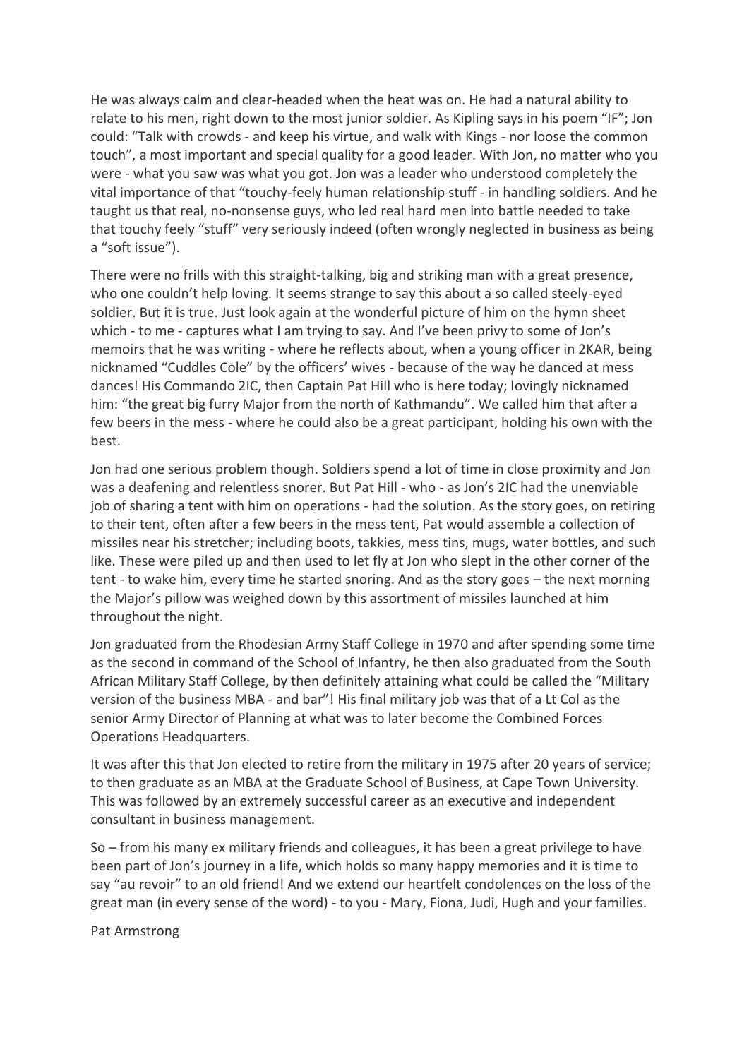He was always calm and clear-headed when the heat was on. He had a natural ability to relate to his men, right down to the most junior soldier. As Kipling says in his poem "IF"; Jon could: "Talk with crowds - and keep his virtue, and walk with Kings - nor loose the common touch", a most important and special quality for a good leader. With Jon, no matter who you were - what you saw was what you got. Jon was a leader who understood completely the vital importance of that "touchy-feely human relationship stuff - in handling soldiers. And he taught us that real, no-nonsense guys, who led real hard men into battle needed to take that touchy feely "stuff" very seriously indeed (often wrongly neglected in business as being a "soft issue").

There were no frills with this straight-talking, big and striking man with a great presence, who one couldn't help loving. It seems strange to say this about a so called steely-eyed soldier. But it is true. Just look again at the wonderful picture of him on the hymn sheet which - to me - captures what I am trying to say. And I've been privy to some of Jon's memoirs that he was writing - where he reflects about, when a young officer in 2KAR, being nicknamed "Cuddles Cole" by the officers' wives - because of the way he danced at mess dances! His Commando 2IC, then Captain Pat Hill who is here today; lovingly nicknamed him: "the great big furry Major from the north of Kathmandu". We called him that after a few beers in the mess - where he could also be a great participant, holding his own with the best.

Jon had one serious problem though. Soldiers spend a lot of time in close proximity and Jon was a deafening and relentless snorer. But Pat Hill - who - as Jon's 2IC had the unenviable job of sharing a tent with him on operations - had the solution. As the story goes, on retiring to their tent, often after a few beers in the mess tent, Pat would assemble a collection of missiles near his stretcher; including boots, takkies, mess tins, mugs, water bottles, and such like. These were piled up and then used to let fly at Jon who slept in the other corner of the tent - to wake him, every time he started snoring. And as the story goes – the next morning the Major's pillow was weighed down by this assortment of missiles launched at him throughout the night.

Jon graduated from the Rhodesian Army Staff College in 1970 and after spending some time as the second in command of the School of Infantry, he then also graduated from the South African Military Staff College, by then definitely attaining what could be called the "Military version of the business MBA - and bar"! His final military job was that of a Lt Col as the senior Army Director of Planning at what was to later become the Combined Forces Operations Headquarters.

It was after this that Jon elected to retire from the military in 1975 after 20 years of service; to then graduate as an MBA at the Graduate School of Business, at Cape Town University. This was followed by an extremely successful career as an executive and independent consultant in business management.

So – from his many ex military friends and colleagues, it has been a great privilege to have been part of Jon's journey in a life, which holds so many happy memories and it is time to say "au revoir" to an old friend! And we extend our heartfelt condolences on the loss of the great man (in every sense of the word) - to you - Mary, Fiona, Judi, Hugh and your families.

Pat Armstrong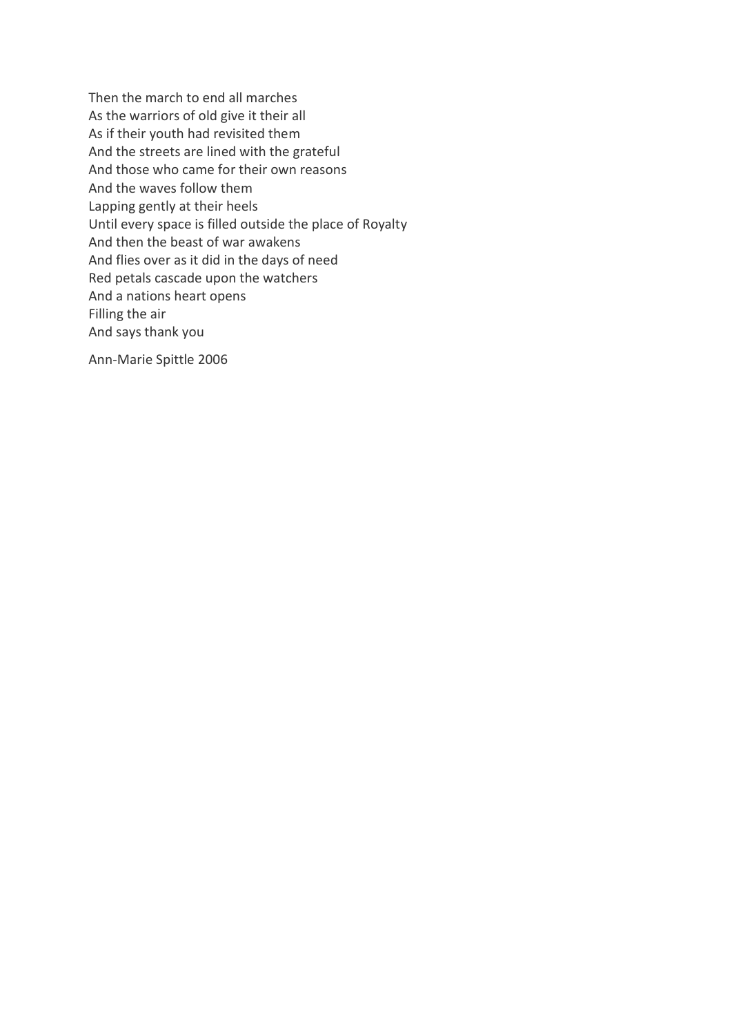Then the march to end all marches  
As the warriors of old give it their all  
As if their youth had revisited them  
And the streets are lined with the grateful  
And those who came for their own reasons  
And the waves follow them  
Lapping gently at their heels  
Until every space is filled outside the place of Royalty  
And then the beast of war awakens  
And flies over as it did in the days of need  
Red petals cascade upon the watchers  
And a nations heart opens  
Filling the air  
And says thank you

Ann-Marie Spittle 2006